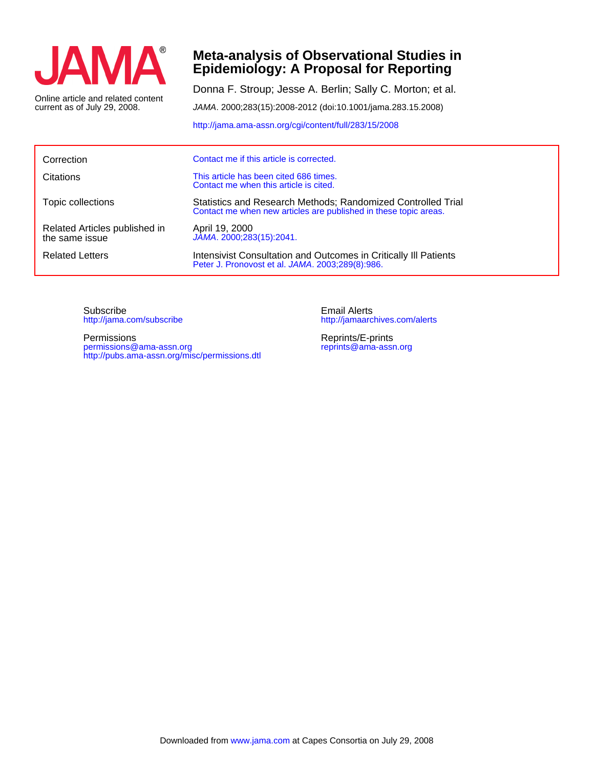JAMA®

Online article and related content current as of July 29, 2008.

# Meta-analysis of Observational Studies in Epidemiology: A Proposal for Reporting

Donna F. Stroup; Jesse A. Berlin; Sally C. Morton; et al.

*JAMA*. 2000;283(15):2008-2012 (doi:10.1001/jama.283.15.2008)

http://jama.ama-assn.org/cgi/content/full/283/15/2008

| | |
|---|---|
| Correction | Contact me if this article is corrected. |
| Citations | This article has been cited 686 times. Contact me when this article is cited. |
| Topic collections | Statistics and Research Methods; Randomized Controlled Trial Contact me when new articles are published in these topic areas. |
| Related Articles published in the same issue | April 19, 2000 *JAMA*. 2000;283(15):2041. |
| Related Letters | Intensivist Consultation and Outcomes in Critically Ill Patients Peter J. Pronovost et al. *JAMA*. 2003;289(8):986. |

Subscribe
http://jama.com/subscribe

Permissions
permissions@ama-assn.org
http://pubs.ama-assn.org/misc/permissions.dtl

Email Alerts
http://jamaarchives.com/alerts

Reprints/E-prints
reprints@ama-assn.org

Downloaded from www.jama.com at Capes Consortia on July 29, 2008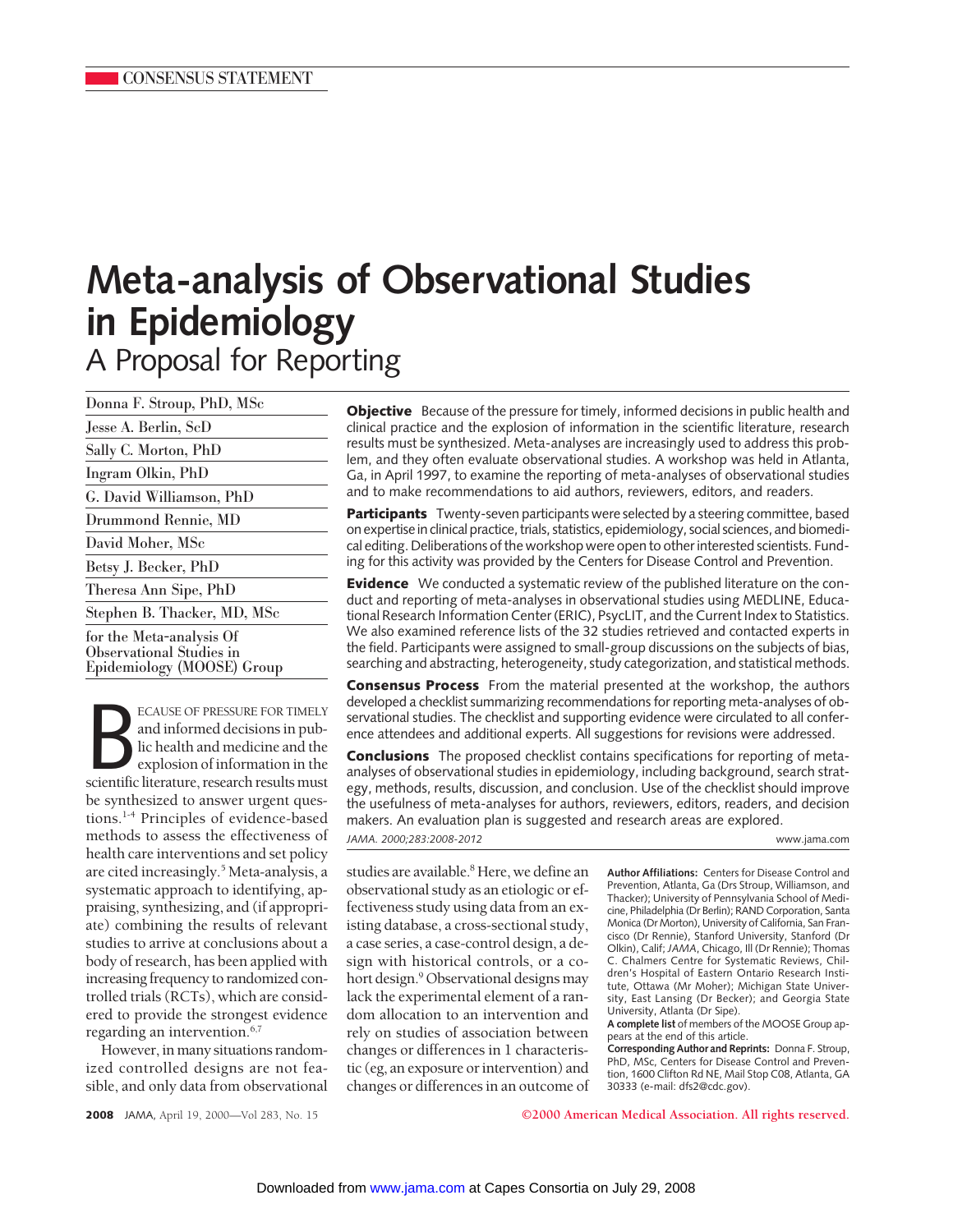CONSENSUS STATEMENT

# Meta-analysis of Observational Studies in Epidemiology

## A Proposal for Reporting

Donna F. Stroup, PhD, MSc

Jesse A. Berlin, ScD

Sally C. Morton, PhD

Ingram Olkin, PhD

G. David Williamson, PhD

Drummond Rennie, MD

David Moher, MSc

Betsy J. Becker, PhD

Theresa Ann Sipe, PhD

Stephen B. Thacker, MD, MSc

for the Meta-analysis Of Observational Studies in Epidemiology (MOOSE) Group

**Objective** Because of the pressure for timely, informed decisions in public health and clinical practice and the explosion of information in the scientific literature, research results must be synthesized. Meta-analyses are increasingly used to address this problem, and they often evaluate observational studies. A workshop was held in Atlanta, Ga, in April 1997, to examine the reporting of meta-analyses of observational studies and to make recommendations to aid authors, reviewers, editors, and readers.

**Participants** Twenty-seven participants were selected by a steering committee, based on expertise in clinical practice, trials, statistics, epidemiology, social sciences, and biomedical editing. Deliberations of the workshop were open to other interested scientists. Funding for this activity was provided by the Centers for Disease Control and Prevention.

**Evidence** We conducted a systematic review of the published literature on the conduct and reporting of meta-analyses in observational studies using MEDLINE, Educational Research Information Center (ERIC), PsycLIT, and the Current Index to Statistics. We also examined reference lists of the 32 studies retrieved and contacted experts in the field. Participants were assigned to small-group discussions on the subjects of bias, searching and abstracting, heterogeneity, study categorization, and statistical methods.

**Consensus Process** From the material presented at the workshop, the authors developed a checklist summarizing recommendations for reporting meta-analyses of observational studies. The checklist and supporting evidence were circulated to all conference attendees and additional experts. All suggestions for revisions were addressed.

**Conclusions** The proposed checklist contains specifications for reporting of meta-analyses of observational studies in epidemiology, including background, search strategy, methods, results, discussion, and conclusion. Use of the checklist should improve the usefulness of meta-analyses for authors, reviewers, editors, readers, and decision makers. An evaluation plan is suggested and research areas are explored.

*JAMA. 2000;283:2008-2012* www.jama.com

BECAUSE OF PRESSURE FOR TIMELY and informed decisions in public health and medicine and the explosion of information in the scientific literature, research results must be synthesized to answer urgent questions.[1-4] Principles of evidence-based methods to assess the effectiveness of health care interventions and set policy are cited increasingly.[5] Meta-analysis, a systematic approach to identifying, appraising, synthesizing, and (if appropriate) combining the results of relevant studies to arrive at conclusions about a body of research, has been applied with increasing frequency to randomized controlled trials (RCTs), which are considered to provide the strongest evidence regarding an intervention.[6,7]

However, in many situations randomized controlled designs are not feasible, and only data from observational studies are available.[8] Here, we define an observational study as an etiologic or effectiveness study using data from an existing database, a cross-sectional study, a case series, a case-control design, a design with historical controls, or a cohort design.[9] Observational designs may lack the experimental element of a random allocation to an intervention and rely on studies of association between changes or differences in 1 characteristic (eg, an exposure or intervention) and changes or differences in an outcome of

**Author Affiliations:** Centers for Disease Control and Prevention, Atlanta, Ga (Drs Stroup, Williamson, and Thacker); University of Pennsylvania School of Medicine, Philadelphia (Dr Berlin); RAND Corporation, Santa Monica (Dr Morton), University of California, San Francisco (Dr Rennie), Stanford University, Stanford (Dr Olkin), Calif; *JAMA*, Chicago, Ill (Dr Rennie); Thomas C. Chalmers Centre for Systematic Reviews, Children's Hospital of Eastern Ontario Research Institute, Ottawa (Mr Moher); Michigan State University, East Lansing (Dr Becker); and Georgia State University, Atlanta (Dr Sipe).

**A complete list** of members of the MOOSE Group appears at the end of this article.

**Corresponding Author and Reprints:** Donna F. Stroup, PhD, MSc, Centers for Disease Control and Prevention, 1600 Clifton Rd NE, Mail Stop C08, Atlanta, GA 30333 (e-mail: dfs2@cdc.gov).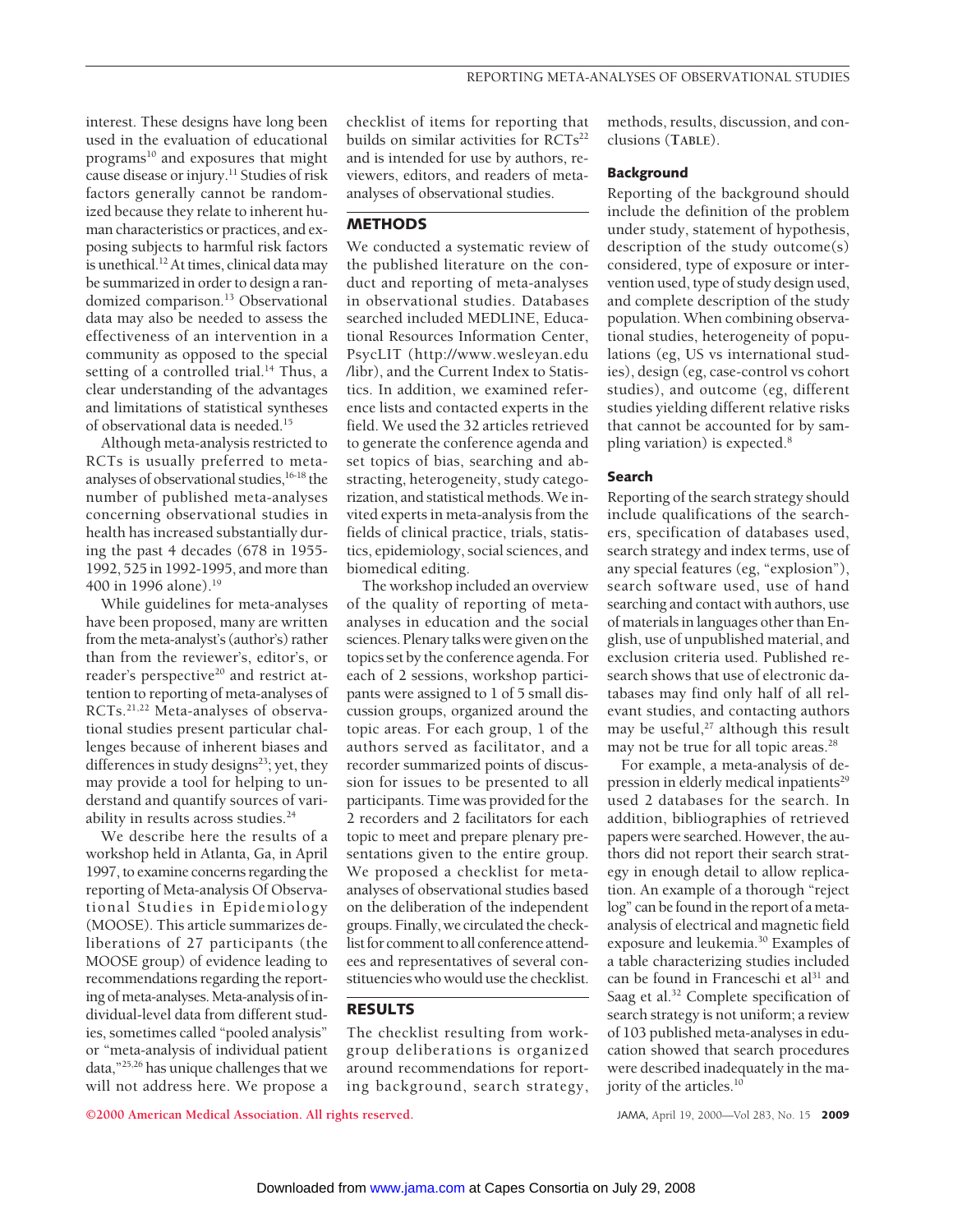interest. These designs have long been used in the evaluation of educational programs[10] and exposures that might cause disease or injury.[11] Studies of risk factors generally cannot be randomized because they relate to inherent human characteristics or practices, and exposing subjects to harmful risk factors is unethical.[12] At times, clinical data may be summarized in order to design a randomized comparison.[13] Observational data may also be needed to assess the effectiveness of an intervention in a community as opposed to the special setting of a controlled trial.[14] Thus, a clear understanding of the advantages and limitations of statistical syntheses of observational data is needed.[15]

Although meta-analysis restricted to RCTs is usually preferred to meta-analyses of observational studies,[16-18] the number of published meta-analyses concerning observational studies in health has increased substantially during the past 4 decades (678 in 1955-1992, 525 in 1992-1995, and more than 400 in 1996 alone).[19]

While guidelines for meta-analyses have been proposed, many are written from the meta-analyst's (author's) rather than from the reviewer's, editor's, or reader's perspective[20] and restrict attention to reporting of meta-analyses of RCTs.[21,22] Meta-analyses of observational studies present particular challenges because of inherent biases and differences in study designs[23]; yet, they may provide a tool for helping to understand and quantify sources of variability in results across studies.[24]

We describe here the results of a workshop held in Atlanta, Ga, in April 1997, to examine concerns regarding the reporting of Meta-analysis Of Observational Studies in Epidemiology (MOOSE). This article summarizes deliberations of 27 participants (the MOOSE group) of evidence leading to recommendations regarding the reporting of meta-analyses. Meta-analysis of individual-level data from different studies, sometimes called "pooled analysis" or "meta-analysis of individual patient data,"[25,26] has unique challenges that we will not address here. We propose a checklist of items for reporting that builds on similar activities for RCTs[22] and is intended for use by authors, reviewers, editors, and readers of meta-analyses of observational studies.

## METHODS

We conducted a systematic review of the published literature on the conduct and reporting of meta-analyses in observational studies. Databases searched included MEDLINE, Educational Resources Information Center, PsycLIT (http://www.wesleyan.edu/libr), and the Current Index to Statistics. In addition, we examined reference lists and contacted experts in the field. We used the 32 articles retrieved to generate the conference agenda and set topics of bias, searching and abstracting, heterogeneity, study categorization, and statistical methods. We invited experts in meta-analysis from the fields of clinical practice, trials, statistics, epidemiology, social sciences, and biomedical editing.

The workshop included an overview of the quality of reporting of meta-analyses in education and the social sciences. Plenary talks were given on the topics set by the conference agenda. For each of 2 sessions, workshop participants were assigned to 1 of 5 small discussion groups, organized around the topic areas. For each group, 1 of the authors served as facilitator, and a recorder summarized points of discussion for issues to be presented to all participants. Time was provided for the 2 recorders and 2 facilitators for each topic to meet and prepare plenary presentations given to the entire group. We proposed a checklist for meta-analyses of observational studies based on the deliberation of the independent groups. Finally, we circulated the checklist for comment to all conference attendees and representatives of several constituencies who would use the checklist.

## RESULTS

The checklist resulting from workgroup deliberations is organized around recommendations for reporting background, search strategy, methods, results, discussion, and conclusions (TABLE).

### Background

Reporting of the background should include the definition of the problem under study, statement of hypothesis, description of the study outcome(s) considered, type of exposure or intervention used, type of study design used, and complete description of the study population. When combining observational studies, heterogeneity of populations (eg, US vs international studies), design (eg, case-control vs cohort studies), and outcome (eg, different studies yielding different relative risks that cannot be accounted for by sampling variation) is expected.[8]

### Search

Reporting of the search strategy should include qualifications of the searchers, specification of databases used, search strategy and index terms, use of any special features (eg, "explosion"), search software used, use of hand searching and contact with authors, use of materials in languages other than English, use of unpublished material, and exclusion criteria used. Published research shows that use of electronic databases may find only half of all relevant studies, and contacting authors may be useful,[27] although this result may not be true for all topic areas.[28]

For example, a meta-analysis of depression in elderly medical inpatients[29] used 2 databases for the search. In addition, bibliographies of retrieved papers were searched. However, the authors did not report their search strategy in enough detail to allow replication. An example of a thorough "reject log" can be found in the report of a meta-analysis of electrical and magnetic field exposure and leukemia.[30] Examples of a table characterizing studies included can be found in Franceschi et al[31] and Saag et al.[32] Complete specification of search strategy is not uniform; a review of 103 published meta-analyses in education showed that search procedures were described inadequately in the majority of the articles.[10]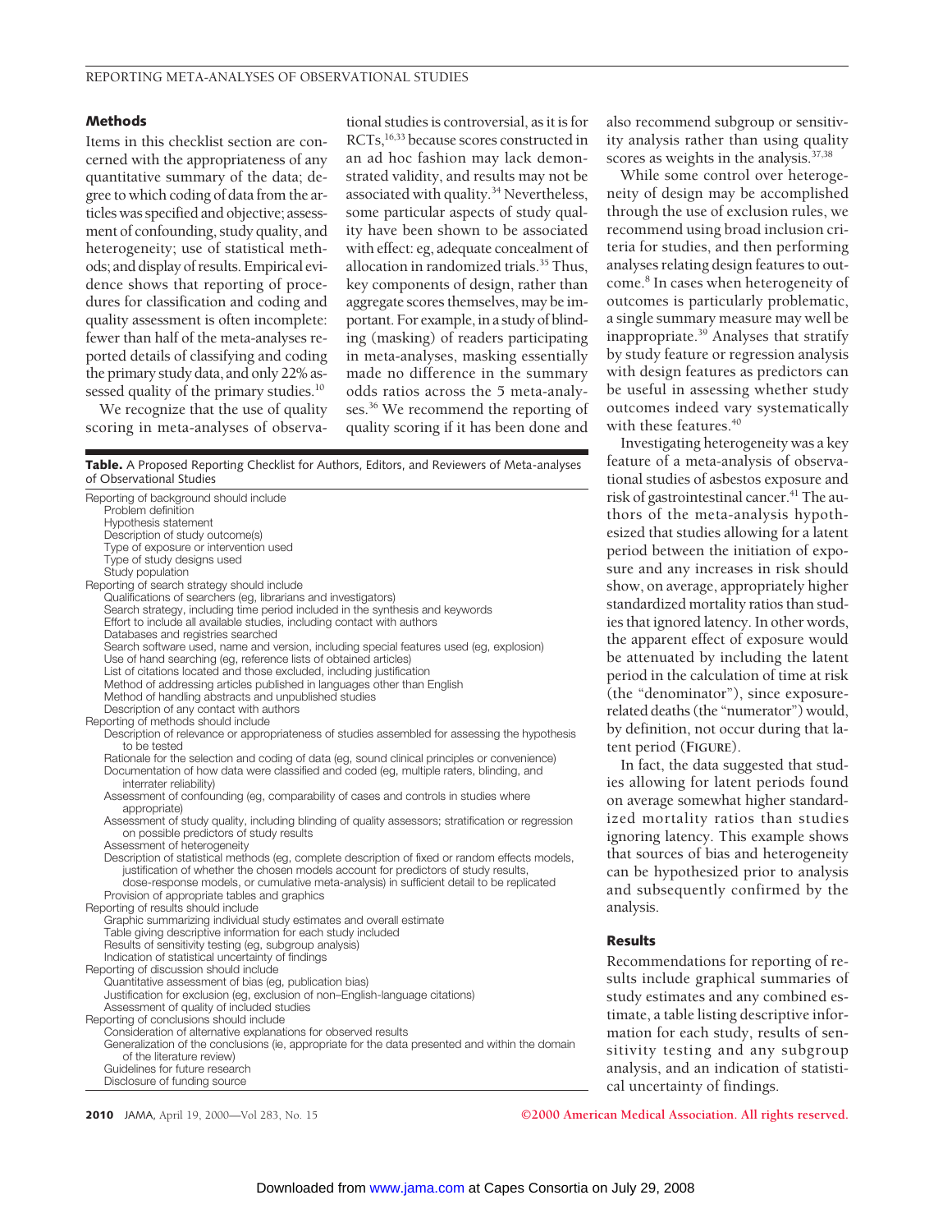## Methods

Items in this checklist section are concerned with the appropriateness of any quantitative summary of the data; degree to which coding of data from the articles was specified and objective; assessment of confounding, study quality, and heterogeneity; use of statistical methods; and display of results. Empirical evidence shows that reporting of procedures for classification and coding and quality assessment is often incomplete: fewer than half of the meta-analyses reported details of classifying and coding the primary study data, and only 22% assessed quality of the primary studies.[10]

We recognize that the use of quality scoring in meta-analyses of observational studies is controversial, as it is for RCTs,[16,33] because scores constructed in an ad hoc fashion may lack demonstrated validity, and results may not be associated with quality.[34] Nevertheless, some particular aspects of study quality have been shown to be associated with effect: eg, adequate concealment of allocation in randomized trials.[35] Thus, key components of design, rather than aggregate scores themselves, may be important. For example, in a study of blinding (masking) of readers participating in meta-analyses, masking essentially made no difference in the summary odds ratios across the 5 meta-analyses.[36] We recommend the reporting of quality scoring if it has been done and also recommend subgroup or sensitivity analysis rather than using quality scores as weights in the analysis.[37,38]

While some control over heterogeneity of design may be accomplished through the use of exclusion rules, we recommend using broad inclusion criteria for studies, and then performing analyses relating design features to outcome.[8] In cases when heterogeneity of outcomes is particularly problematic, a single summary measure may well be inappropriate.[39] Analyses that stratify by study feature or regression analysis with design features as predictors can be useful in assessing whether study outcomes indeed vary systematically with these features.[40]

Investigating heterogeneity was a key feature of a meta-analysis of observational studies of asbestos exposure and risk of gastrointestinal cancer.[41] The authors of the meta-analysis hypothesized that studies allowing for a latent period between the initiation of exposure and any increases in risk should show, on average, appropriately higher standardized mortality ratios than studies that ignored latency. In other words, the apparent effect of exposure would be attenuated by including the latent period in the calculation of time at risk (the "denominator"), since exposure-related deaths (the "numerator") would, by definition, not occur during that latent period (FIGURE).

In fact, the data suggested that studies allowing for latent periods found on average somewhat higher standardized mortality ratios than studies ignoring latency. This example shows that sources of bias and heterogeneity can be hypothesized prior to analysis and subsequently confirmed by the analysis.

**Table.** A Proposed Reporting Checklist for Authors, Editors, and Reviewers of Meta-analyses of Observational Studies

- Reporting of background should include
  - Problem definition
  - Hypothesis statement
  - Description of study outcome(s)
  - Type of exposure or intervention used
  - Type of study designs used
  - Study population
- Reporting of search strategy should include
  - Qualifications of searchers (eg, librarians and investigators)
  - Search strategy, including time period included in the synthesis and keywords
  - Effort to include all available studies, including contact with authors
  - Databases and registries searched
  - Search software used, name and version, including special features used (eg, explosion)
  - Use of hand searching (eg, reference lists of obtained articles)
  - List of citations located and those excluded, including justification
  - Method of addressing articles published in languages other than English
  - Method of handling abstracts and unpublished studies
  - Description of any contact with authors
- Reporting of methods should include
  - Description of relevance or appropriateness of studies assembled for assessing the hypothesis to be tested
  - Rationale for the selection and coding of data (eg, sound clinical principles or convenience)
  - Documentation of how data were classified and coded (eg, multiple raters, blinding, and interrater reliability)
  - Assessment of confounding (eg, comparability of cases and controls in studies where appropriate)
  - Assessment of study quality, including blinding of quality assessors; stratification or regression on possible predictors of study results
  - Assessment of heterogeneity
  - Description of statistical methods (eg, complete description of fixed or random effects models, justification of whether the chosen models account for predictors of study results, dose-response models, or cumulative meta-analysis) in sufficient detail to be replicated
  - Provision of appropriate tables and graphics
- Reporting of results should include
  - Graphic summarizing individual study estimates and overall estimate
  - Table giving descriptive information for each study included
  - Results of sensitivity testing (eg, subgroup analysis)
  - Indication of statistical uncertainty of findings
- Reporting of discussion should include
  - Quantitative assessment of bias (eg, publication bias)
  - Justification for exclusion (eg, exclusion of non–English-language citations)
  - Assessment of quality of included studies
- Reporting of conclusions should include
  - Consideration of alternative explanations for observed results
  - Generalization of the conclusions (ie, appropriate for the data presented and within the domain of the literature review)
  - Guidelines for future research
  - Disclosure of funding source

## Results

Recommendations for reporting of results include graphical summaries of study estimates and any combined estimate, a table listing descriptive information for each study, results of sensitivity testing and any subgroup analysis, and an indication of statistical uncertainty of findings.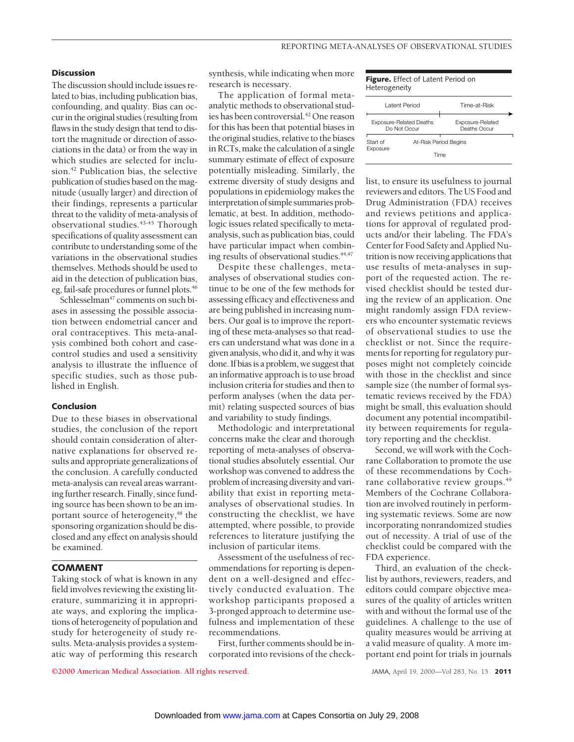### Discussion

The discussion should include issues related to bias, including publication bias, confounding, and quality. Bias can occur in the original studies (resulting from flaws in the study design that tend to distort the magnitude or direction of associations in the data) or from the way in which studies are selected for inclusion.[42] Publication bias, the selective publication of studies based on the magnitude (usually larger) and direction of their findings, represents a particular threat to the validity of meta-analysis of observational studies.[43-45] Thorough specifications of quality assessment can contribute to understanding some of the variations in the observational studies themselves. Methods should be used to aid in the detection of publication bias, eg, fail-safe procedures or funnel plots.[46]

Schlesselman[47] comments on such biases in assessing the possible association between endometrial cancer and oral contraceptives. This meta-analysis combined both cohort and case-control studies and used a sensitivity analysis to illustrate the influence of specific studies, such as those published in English.

### Conclusion

Due to these biases in observational studies, the conclusion of the report should contain consideration of alternative explanations for observed results and appropriate generalizations of the conclusion. A carefully conducted meta-analysis can reveal areas warranting further research. Finally, since funding source has been shown to be an important source of heterogeneity,[48] the sponsoring organization should be disclosed and any effect on analysis should be examined.

## COMMENT

Taking stock of what is known in any field involves reviewing the existing literature, summarizing it in appropriate ways, and exploring the implications of heterogeneity of population and study for heterogeneity of study results. Meta-analysis provides a systematic way of performing this research synthesis, while indicating when more research is necessary.

The application of formal meta-analytic methods to observational studies has been controversial.[42] One reason for this has been that potential biases in the original studies, relative to the biases in RCTs, make the calculation of a single summary estimate of effect of exposure potentially misleading. Similarly, the extreme diversity of study designs and populations in epidemiology makes the interpretation of simple summaries problematic, at best. In addition, methodologic issues related specifically to meta-analysis, such as publication bias, could have particular impact when combining results of observational studies.[44,47]

Despite these challenges, meta-analyses of observational studies continue to be one of the few methods for assessing efficacy and effectiveness and are being published in increasing numbers. Our goal is to improve the reporting of these meta-analyses so that readers can understand what was done in a given analysis, who did it, and why it was done. If bias is a problem, we suggest that an informative approach is to use broad inclusion criteria for studies and then to perform analyses (when the data permit) relating suspected sources of bias and variability to study findings.

Methodologic and interpretational concerns make the clear and thorough reporting of meta-analyses of observational studies absolutely essential. Our workshop was convened to address the problem of increasing diversity and variability that exist in reporting meta-analyses of observational studies. In constructing the checklist, we have attempted, where possible, to provide references to literature justifying the inclusion of particular items.

Assessment of the usefulness of recommendations for reporting is dependent on a well-designed and effectively conducted evaluation. The workshop participants proposed a 3-pronged approach to determine usefulness and implementation of these recommendations.

First, further comments should be incorporated into revisions of the checklist, to ensure its usefulness to journal reviewers and editors. The US Food and Drug Administration (FDA) receives and reviews petitions and applications for approval of regulated products and/or their labeling. The FDA's Center for Food Safety and Applied Nutrition is now receiving applications that use results of meta-analyses in support of the requested action. The revised checklist should be tested during the review of an application. One might randomly assign FDA reviewers who encounter systematic reviews of observational studies to use the checklist or not. Since the requirements for reporting for regulatory purposes might not completely coincide with those in the checklist and since sample size (the number of formal systematic reviews received by the FDA) might be small, this evaluation should document any potential incompatibility between requirements for regulatory reporting and the checklist.

Second, we will work with the Cochrane Collaboration to promote the use of these recommendations by Cochrane collaborative review groups.[49] Members of the Cochrane Collaboration are involved routinely in performing systematic reviews. Some are now incorporating nonrandomized studies out of necessity. A trial of use of the checklist could be compared with the FDA experience.

Third, an evaluation of the checklist by authors, reviewers, readers, and editors could compare objective measures of the quality of articles written with and without the formal use of the guidelines. A challenge to the use of quality measures would be arriving at a valid measure of quality. A more important end point for trials in journals

**Figure.** Effect of Latent Period on Heterogeneity

| Latent Period | Time-at-Risk |
|---|---|
| Exposure-Related Deaths Do Not Occur | Exposure-Related Deaths Occur |
| Start of Exposure | At-Risk Period Begins |

Time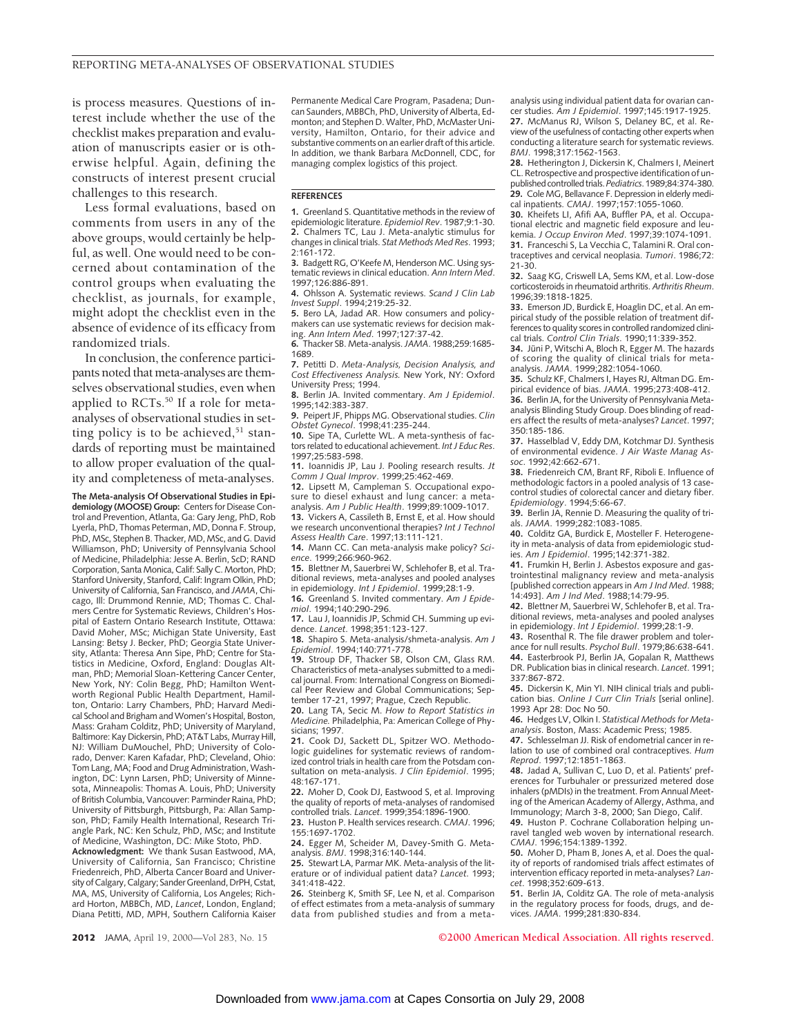is process measures. Questions of interest include whether the use of the checklist makes preparation and evaluation of manuscripts easier or is otherwise helpful. Again, defining the constructs of interest present crucial challenges to this research.

Less formal evaluations, based on comments from users in any of the above groups, would certainly be helpful, as well. One would need to be concerned about contamination of the control groups when evaluating the checklist, as journals, for example, might adopt the checklist even in the absence of evidence of its efficacy from randomized trials.

In conclusion, the conference participants noted that meta-analyses are themselves observational studies, even when applied to RCTs.[50] If a role for meta-analyses of observational studies in setting policy is to be achieved,[51] standards of reporting must be maintained to allow proper evaluation of the quality and completeness of meta-analyses.

**The Meta-analysis Of Observational Studies in Epidemiology (MOOSE) Group:** Centers for Disease Control and Prevention, Atlanta, Ga: Gary Jeng, PhD, Rob Lyerla, PhD, Thomas Peterman, MD, Donna F. Stroup, PhD, MSc, Stephen B. Thacker, MD, MSc, and G. David Williamson, PhD; University of Pennsylvania School of Medicine, Philadelphia: Jesse A. Berlin, ScD; RAND Corporation, Santa Monica, Calif: Sally C. Morton, PhD; Stanford University, Stanford, Calif: Ingram Olkin, PhD; University of California, San Francisco, and *JAMA*, Chicago, Ill: Drummond Rennie, MD; Thomas C. Chalmers Centre for Systematic Reviews, Children's Hospital of Eastern Ontario Research Institute, Ottawa: David Moher, MSc; Michigan State University, East Lansing: Betsy J. Becker, PhD; Georgia State University, Atlanta: Theresa Ann Sipe, PhD; Centre for Statistics in Medicine, Oxford, England: Douglas Altman, PhD; Memorial Sloan-Kettering Cancer Center, New York, NY: Colin Begg, PhD; Hamilton Wentworth Regional Public Health Department, Hamilton, Ontario: Larry Chambers, PhD; Harvard Medical School and Brigham and Women's Hospital, Boston, Mass: Graham Colditz, PhD; University of Maryland, Baltimore: Kay Dickersin, PhD; AT&T Labs, Murray Hill, NJ: William DuMouchel, PhD; University of Colorado, Denver: Karen Kafadar, PhD; Cleveland, Ohio: Tom Lang, MA; Food and Drug Administration, Washington, DC: Lynn Larsen, PhD; University of Minnesota, Minneapolis: Thomas A. Louis, PhD; University of British Columbia, Vancouver: Parminder Raina, PhD; University of Pittsburgh, Pittsburgh, Pa: Allan Sampson, PhD; Family Health International, Research Triangle Park, NC: Ken Schulz, PhD, MSc; and Institute of Medicine, Washington, DC: Mike Stoto, PhD.

**Acknowledgment:** We thank Susan Eastwood, MA, University of California, San Francisco; Christine Friedenreich, PhD, Alberta Cancer Board and University of Calgary, Calgary; Sander Greenland, DrPH, Cstat, MA, MS, University of California, Los Angeles; Richard Horton, MBBCh, MD, *Lancet*, London, England; Diana Petitti, MD, MPH, Southern California Kaiser Permanente Medical Care Program, Pasadena; Duncan Saunders, MBBCh, PhD, University of Alberta, Edmonton; and Stephen D. Walter, PhD, McMaster University, Hamilton, Ontario, for their advice and substantive comments on an earlier draft of this article. In addition, we thank Barbara McDonnell, CDC, for managing complex logistics of this project.

## REFERENCES

1. Greenland S. Quantitative methods in the review of epidemiologic literature. *Epidemiol Rev*. 1987;9:1-30.
2. Chalmers TC, Lau J. Meta-analytic stimulus for changes in clinical trials. *Stat Methods Med Res*. 1993;2:161-172.
3. Badgett RG, O'Keefe M, Henderson MC. Using systematic reviews in clinical education. *Ann Intern Med*. 1997;126:886-891.
4. Ohlsson A. Systematic reviews. *Scand J Clin Lab Invest Suppl*. 1994;219:25-32.
5. Bero LA, Jadad AR. How consumers and policymakers can use systematic reviews for decision making. *Ann Intern Med*. 1997;127:37-42.
6. Thacker SB. Meta-analysis. *JAMA*. 1988;259:1685-1689.
7. Petitti D. *Meta-Analysis, Decision Analysis, and Cost Effectiveness Analysis.* New York, NY: Oxford University Press; 1994.
8. Berlin JA. Invited commentary. *Am J Epidemiol*. 1995;142:383-387.
9. Peipert JF, Phipps MG. Observational studies. *Clin Obstet Gynecol*. 1998;41:235-244.
10. Sipe TA, Curlette WL. A meta-synthesis of factors related to educational achievement. *Int J Educ Res*. 1997;25:583-598.
11. Ioannidis JP, Lau J. Pooling research results. *Jt Comm J Qual Improv*. 1999;25:462-469.
12. Lipsett M, Campleman S. Occupational exposure to diesel exhaust and lung cancer: a meta-analysis. *Am J Public Health*. 1999;89:1009-1017.
13. Vickers A, Cassileth B, Ernst E, et al. How should we research unconventional therapies? *Int J Technol Assess Health Care*. 1997;13:111-121.
14. Mann CC. Can meta-analysis make policy? *Science*. 1999;266:960-962.
15. Blettner M, Sauerbrei W, Schlehofer B, et al. Traditional reviews, meta-analyses and pooled analyses in epidemiology. *Int J Epidemiol*. 1999;28:1-9.
16. Greenland S. Invited commentary. *Am J Epidemiol*. 1994;140:290-296.
17. Lau J, Ioannidis JP, Schmid CH. Summing up evidence. *Lancet*. 1998;351:123-127.
18. Shapiro S. Meta-analysis/shmeta-analysis. *Am J Epidemiol*. 1994;140:771-778.
19. Stroup DF, Thacker SB, Olson CM, Glass RM. Characteristics of meta-analyses submitted to a medical journal. From: International Congress on Biomedical Peer Review and Global Communications; September 17-21, 1997; Prague, Czech Republic.
20. Lang TA, Secic M. *How to Report Statistics in Medicine.* Philadelphia, Pa: American College of Physicians; 1997.
21. Cook DJ, Sackett DL, Spitzer WO. Methodologic guidelines for systematic reviews of randomized control trials in health care from the Potsdam consultation on meta-analysis. *J Clin Epidemiol*. 1995;48:167-171.
22. Moher D, Cook DJ, Eastwood S, et al. Improving the quality of reports of meta-analyses of randomised controlled trials. *Lancet*. 1999;354:1896-1900.
23. Huston P. Health services research. *CMAJ*. 1996;155:1697-1702.
24. Egger M, Scheider M, Davey-Smith G. Meta-analysis. *BMJ*. 1998;316:140-144.
25. Stewart LA, Parmar MK. Meta-analysis of the literature or of individual patient data? *Lancet*. 1993;341:418-422.
26. Steinberg K, Smith SF, Lee N, et al. Comparison of effect estimates from a meta-analysis of summary data from published studies and from a meta-analysis using individual patient data for ovarian cancer studies. *Am J Epidemiol*. 1997;145:1917-1925.
27. McManus RJ, Wilson S, Delaney BC, et al. Review of the usefulness of contacting other experts when conducting a literature search for systematic reviews. *BMJ*. 1998;317:1562-1563.
28. Hetherington J, Dickersin K, Chalmers I, Meinert CL. Retrospective and prospective identification of unpublished controlled trials. *Pediatrics*. 1989;84:374-380.
29. Cole MG, Bellavance F. Depression in elderly medical inpatients. *CMAJ*. 1997;157:1055-1060.
30. Kheifets LI, Afifi AA, Buffler PA, et al. Occupational electric and magnetic field exposure and leukemia. *J Occup Environ Med*. 1997;39:1074-1091.
31. Franceschi S, La Vecchia C, Talamini R. Oral contraceptives and cervical neoplasia. *Tumori*. 1986;72:21-30.
32. Saag KG, Criswell LA, Sems KM, et al. Low-dose corticosteroids in rheumatoid arthritis. *Arthritis Rheum*. 1996;39:1818-1825.
33. Emerson JD, Burdick E, Hoaglin DC, et al. An empirical study of the possible relation of treatment differences to quality scores in controlled randomized clinical trials. *Control Clin Trials*. 1990;11:339-352.
34. Jüni P, Witschi A, Bloch R, Egger M. The hazards of scoring the quality of clinical trials for meta-analysis. *JAMA*. 1999;282:1054-1060.
35. Schulz KF, Chalmers I, Hayes RJ, Altman DG. Empirical evidence of bias. *JAMA*. 1995;273:408-412.
36. Berlin JA, for the University of Pennsylvania Meta-analysis Blinding Study Group. Does blinding of readers affect the results of meta-analyses? *Lancet*. 1997;350:185-186.
37. Hasselblad V, Eddy DM, Kotchmar DJ. Synthesis of environmental evidence. *J Air Waste Manag Assoc*. 1992;42:662-671.
38. Friedenreich CM, Brant RF, Riboli E. Influence of methodologic factors in a pooled analysis of 13 case-control studies of colorectal cancer and dietary fiber. *Epidemiology*. 1994;5:66-67.
39. Berlin JA, Rennie D. Measuring the quality of trials. *JAMA*. 1999;282:1083-1085.
40. Colditz GA, Burdick E, Mosteller F. Heterogeneity in meta-analysis of data from epidemiologic studies. *Am J Epidemiol*. 1995;142:371-382.
41. Frumkin H, Berlin J. Asbestos exposure and gastrointestinal malignancy review and meta-analysis [published correction appears in *Am J Ind Med*. 1988;14:493]. *Am J Ind Med*. 1988;14:79-95.
42. Blettner M, Sauerbrei W, Schlehofer B, et al. Traditional reviews, meta-analyses and pooled analyses in epidemiology. *Int J Epidemiol*. 1999;28:1-9.
43. Rosenthal R. The file drawer problem and tolerance for null results. *Psychol Bull*. 1979;86:638-641.
44. Easterbrook PJ, Berlin JA, Gopalan R, Matthews DR. Publication bias in clinical research. *Lancet*. 1991;337:867-872.
45. Dickersin K, Min YI. NIH clinical trials and publication bias. *Online J Curr Clin Trials* [serial online]. 1993 Apr 28: Doc No 50.
46. Hedges LV, Olkin I. *Statistical Methods for Meta-analysis*. Boston, Mass: Academic Press; 1985.
47. Schlesselman JJ. Risk of endometrial cancer in relation to use of combined oral contraceptives. *Hum Reprod*. 1997;12:1851-1863.
48. Jadad A, Sullivan C, Luo D, et al. Patients' preferences for Turbuhaler or pressurized metered dose inhalers (pMDIs) in the treatment. From Annual Meeting of the American Academy of Allergy, Asthma, and Immunology; March 3-8, 2000; San Diego, Calif.
49. Huston P. Cochrane Collaboration helping unravel tangled web woven by international research. *CMAJ*. 1996;154:1389-1392.
50. Moher D, Pham B, Jones A, et al. Does the quality of reports of randomised trials affect estimates of intervention efficacy reported in meta-analyses? *Lancet*. 1998;352:609-613.
51. Berlin JA, Colditz GA. The role of meta-analysis in the regulatory process for foods, drugs, and devices. *JAMA*. 1999;281:830-834.